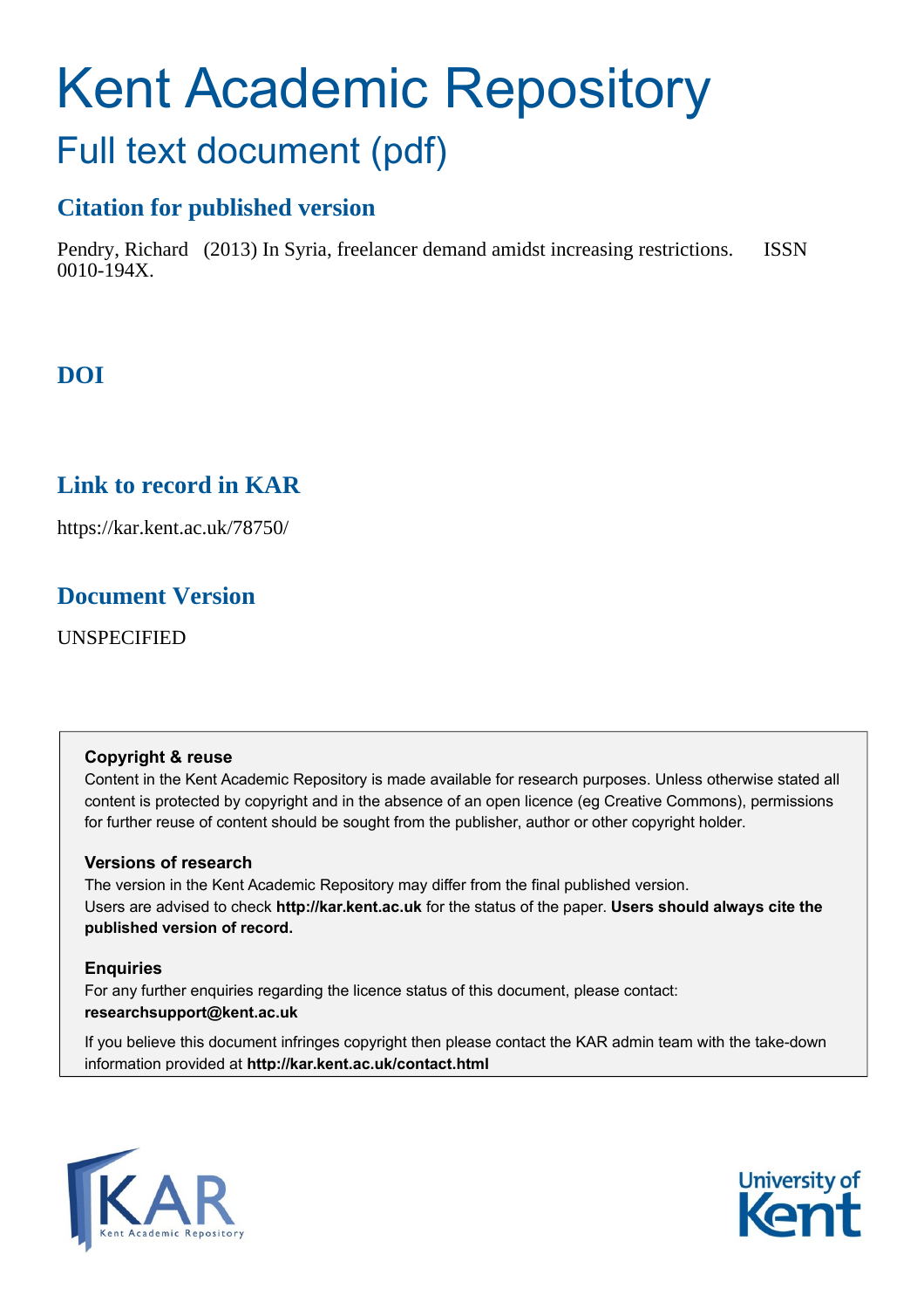# Kent Academic Repository

## Full text document (pdf)

### Citation for published version

Pendry, Richard (2013) In Syria, freelancer demand amidst increasing restrictions. ISSN 0010-194X.

### DOI

### Link to record in KAR

https://kar.kent.ac.uk/78750/

### Document Version

UNSPECIFIED

**Copyright & reuse**

Content in the Kent Academic Repository is made available for research purposes. Unless otherwise stated all content is protected by copyright and in the absence of an open licence (eg Creative Commons), permissions for further reuse of content should be sought from the publisher, author or other copyright holder.

**Versions of research**

The version in the Kent Academic Repository may differ from the final published version. Users are advised to check **http://kar.kent.ac.uk** for the status of the paper. **Users should always cite the published version of record.**

**Enquiries**

For any further enquiries regarding the licence status of this document, please contact: **researchsupport@kent.ac.uk**

If you believe this document infringes copyright then please contact the KAR admin team with the take-down information provided at **http://kar.kent.ac.uk/contact.html**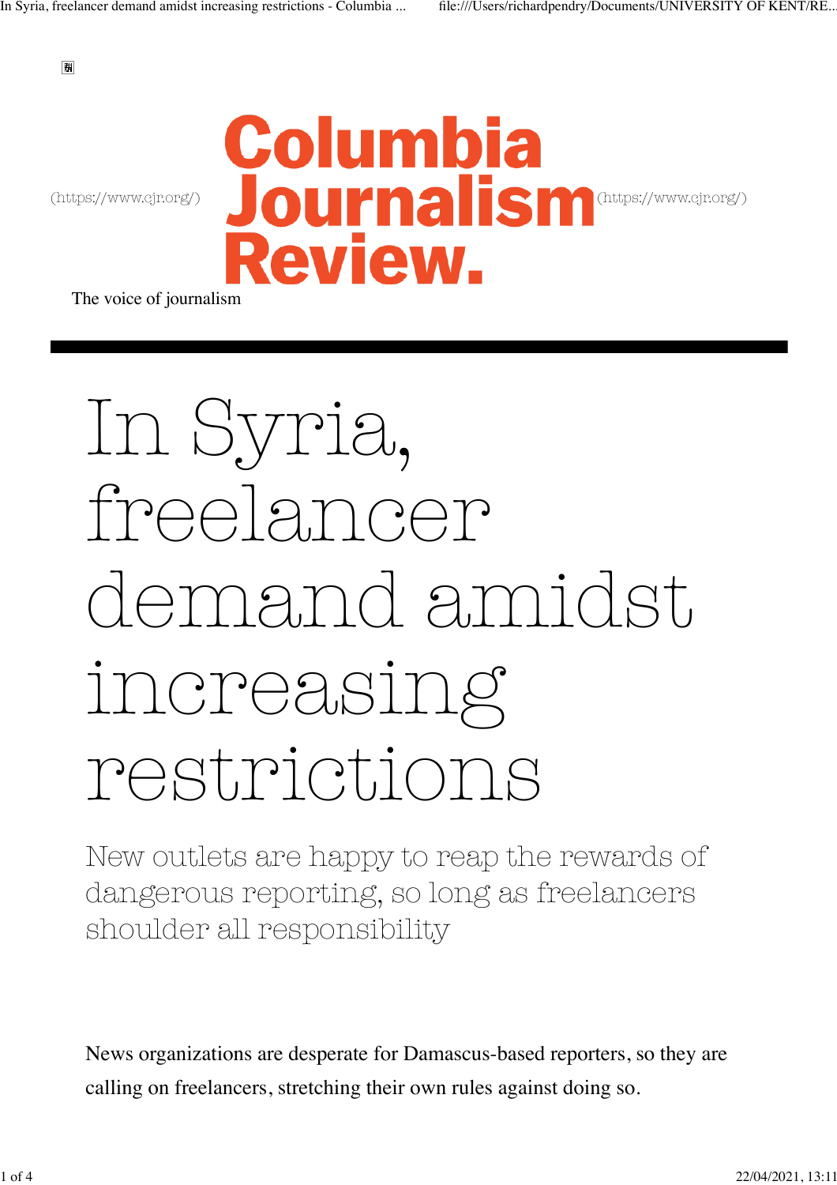Columbia Journalism Review.

The voice of journalism

# In Syria, freelancer demand amidst increasing restrictions

## New outlets are happy to reap the rewards of dangerous reporting, so long as freelancers shoulder all responsibility

News organizations are desperate for Damascus-based reporters, so they are calling on freelancers, stretching their own rules against doing so.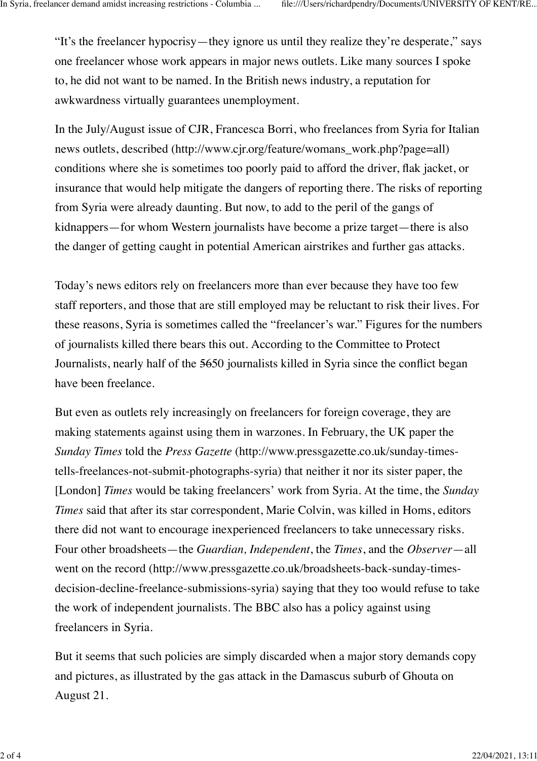"It's the freelancer hypocrisy—they ignore us until they realize they're desperate," says one freelancer whose work appears in major news outlets. Like many sources I spoke to, he did not want to be named. In the British news industry, a reputation for awkwardness virtually guarantees unemployment.

In the July/August issue of CJR, Francesca Borri, who freelances from Syria for Italian news outlets, described (http://www.cjr.org/feature/womans_work.php?page=all) conditions where she is sometimes too poorly paid to afford the driver, flak jacket, or insurance that would help mitigate the dangers of reporting there. The risks of reporting from Syria were already daunting. But now, to add to the peril of the gangs of kidnappers—for whom Western journalists have become a prize target—there is also the danger of getting caught in potential American airstrikes and further gas attacks.

Today's news editors rely on freelancers more than ever because they have too few staff reporters, and those that are still employed may be reluctant to risk their lives. For these reasons, Syria is sometimes called the "freelancer's war." Figures for the numbers of journalists killed there bears this out. According to the Committee to Protect Journalists, nearly half of the ~~56~~50 journalists killed in Syria since the conflict began have been freelance.

But even as outlets rely increasingly on freelancers for foreign coverage, they are making statements against using them in warzones. In February, the UK paper the *Sunday Times* told the *Press Gazette* (http://www.pressgazette.co.uk/sunday-times-tells-freelances-not-submit-photographs-syria) that neither it nor its sister paper, the [London] *Times* would be taking freelancers' work from Syria. At the time, the *Sunday Times* said that after its star correspondent, Marie Colvin, was killed in Homs, editors there did not want to encourage inexperienced freelancers to take unnecessary risks. Four other broadsheets—the *Guardian, Independent*, the *Times*, and the *Observer*—all went on the record (http://www.pressgazette.co.uk/broadsheets-back-sunday-times-decision-decline-freelance-submissions-syria) saying that they too would refuse to take the work of independent journalists. The BBC also has a policy against using freelancers in Syria.

But it seems that such policies are simply discarded when a major story demands copy and pictures, as illustrated by the gas attack in the Damascus suburb of Ghouta on August 21.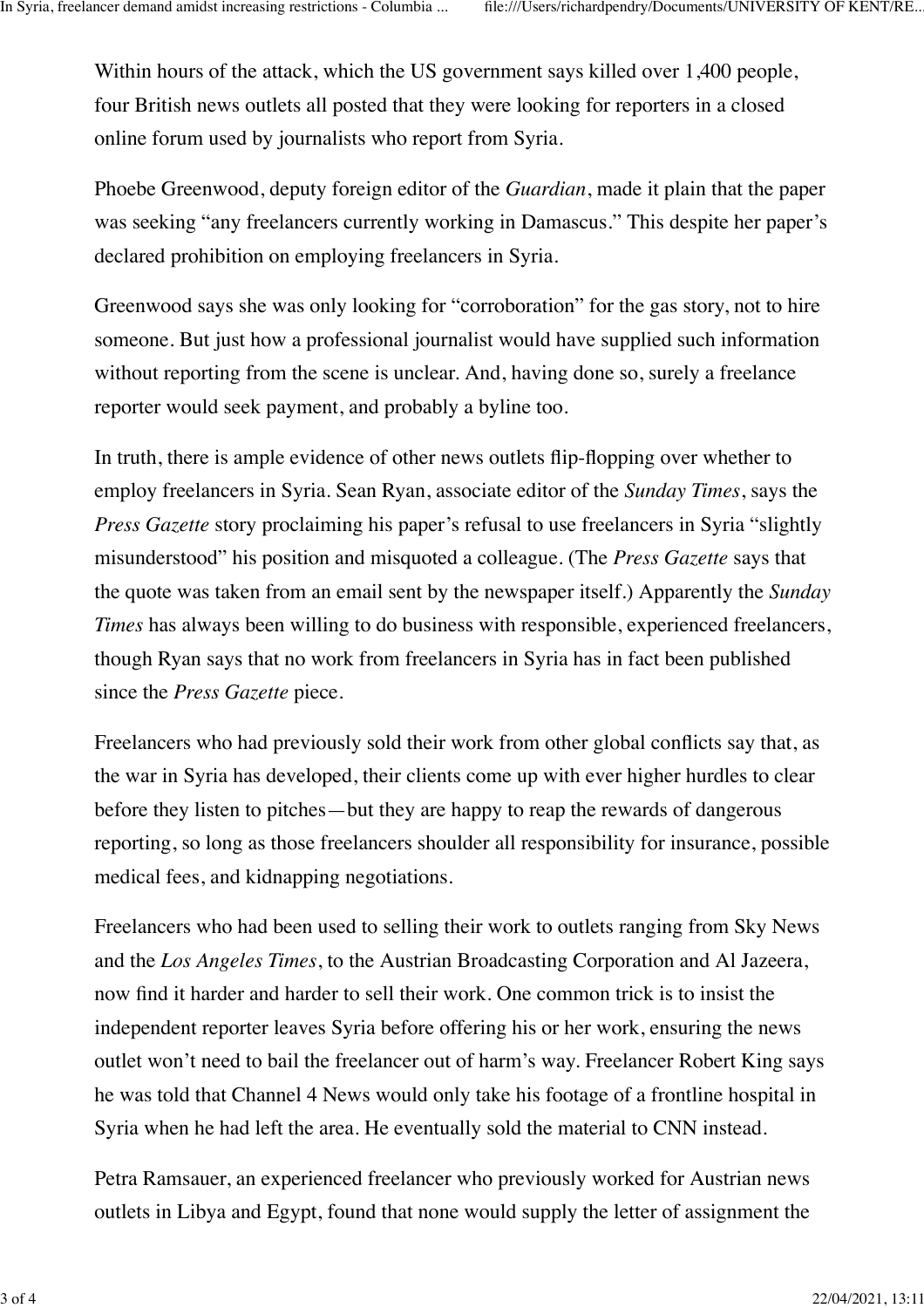Within hours of the attack, which the US government says killed over 1,400 people, four British news outlets all posted that they were looking for reporters in a closed online forum used by journalists who report from Syria.

Phoebe Greenwood, deputy foreign editor of the *Guardian*, made it plain that the paper was seeking "any freelancers currently working in Damascus." This despite her paper's declared prohibition on employing freelancers in Syria.

Greenwood says she was only looking for "corroboration" for the gas story, not to hire someone. But just how a professional journalist would have supplied such information without reporting from the scene is unclear. And, having done so, surely a freelance reporter would seek payment, and probably a byline too.

In truth, there is ample evidence of other news outlets flip-flopping over whether to employ freelancers in Syria. Sean Ryan, associate editor of the *Sunday Times*, says the *Press Gazette* story proclaiming his paper's refusal to use freelancers in Syria "slightly misunderstood" his position and misquoted a colleague. (The *Press Gazette* says that the quote was taken from an email sent by the newspaper itself.) Apparently the *Sunday Times* has always been willing to do business with responsible, experienced freelancers, though Ryan says that no work from freelancers in Syria has in fact been published since the *Press Gazette* piece.

Freelancers who had previously sold their work from other global conflicts say that, as the war in Syria has developed, their clients come up with ever higher hurdles to clear before they listen to pitches—but they are happy to reap the rewards of dangerous reporting, so long as those freelancers shoulder all responsibility for insurance, possible medical fees, and kidnapping negotiations.

Freelancers who had been used to selling their work to outlets ranging from Sky News and the *Los Angeles Times*, to the Austrian Broadcasting Corporation and Al Jazeera, now find it harder and harder to sell their work. One common trick is to insist the independent reporter leaves Syria before offering his or her work, ensuring the news outlet won't need to bail the freelancer out of harm's way. Freelancer Robert King says he was told that Channel 4 News would only take his footage of a frontline hospital in Syria when he had left the area. He eventually sold the material to CNN instead.

Petra Ramsauer, an experienced freelancer who previously worked for Austrian news outlets in Libya and Egypt, found that none would supply the letter of assignment the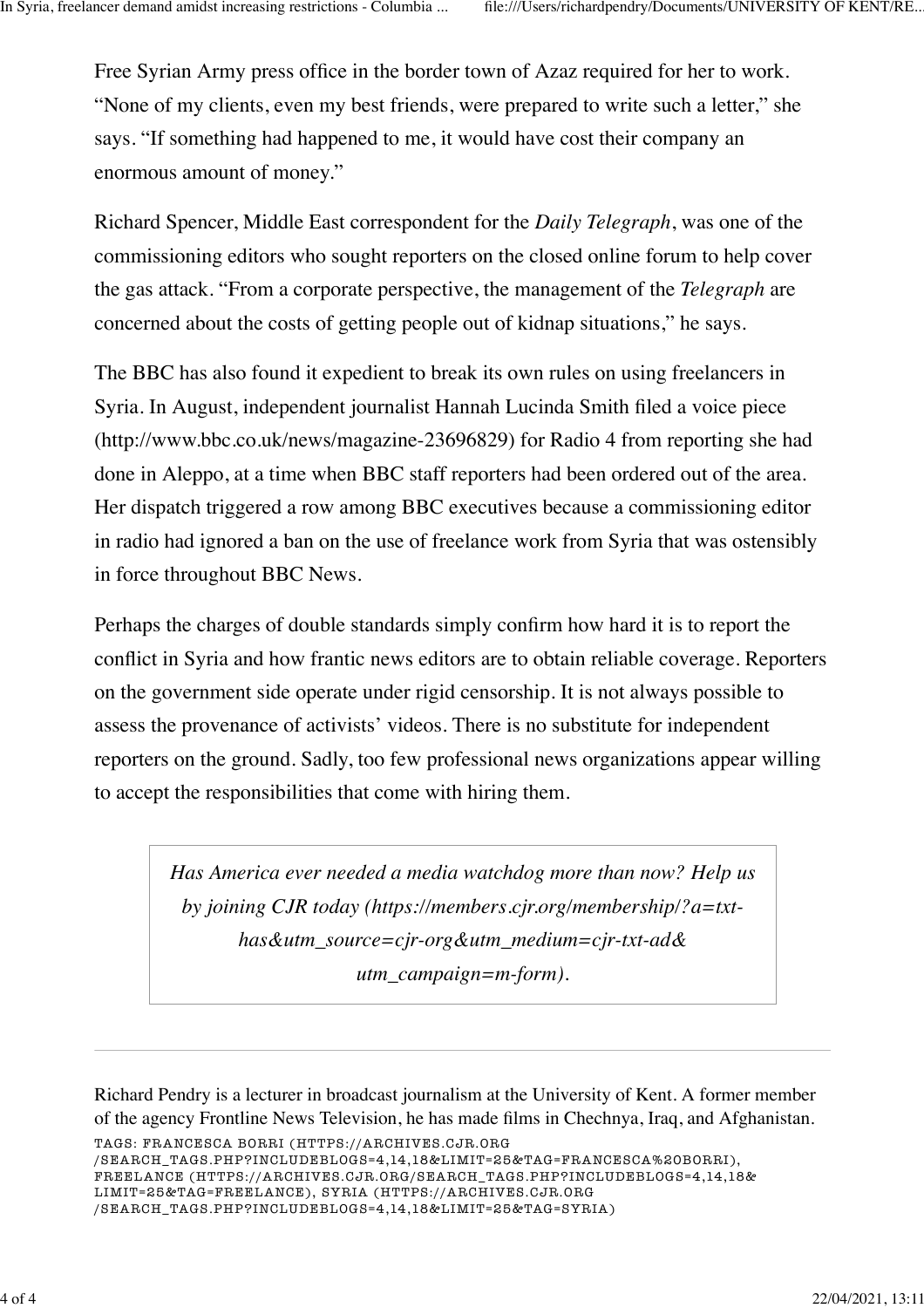Free Syrian Army press office in the border town of Azaz required for her to work. "None of my clients, even my best friends, were prepared to write such a letter," she says. "If something had happened to me, it would have cost their company an enormous amount of money."

Richard Spencer, Middle East correspondent for the *Daily Telegraph*, was one of the commissioning editors who sought reporters on the closed online forum to help cover the gas attack. "From a corporate perspective, the management of the *Telegraph* are concerned about the costs of getting people out of kidnap situations," he says.

The BBC has also found it expedient to break its own rules on using freelancers in Syria. In August, independent journalist Hannah Lucinda Smith filed a voice piece (http://www.bbc.co.uk/news/magazine-23696829) for Radio 4 from reporting she had done in Aleppo, at a time when BBC staff reporters had been ordered out of the area. Her dispatch triggered a row among BBC executives because a commissioning editor in radio had ignored a ban on the use of freelance work from Syria that was ostensibly in force throughout BBC News.

Perhaps the charges of double standards simply confirm how hard it is to report the conflict in Syria and how frantic news editors are to obtain reliable coverage. Reporters on the government side operate under rigid censorship. It is not always possible to assess the provenance of activists' videos. There is no substitute for independent reporters on the ground. Sadly, too few professional news organizations appear willing to accept the responsibilities that come with hiring them.

> *Has America ever needed a media watchdog more than now? Help us by joining CJR today (https://members.cjr.org/membership/?a=txt-has&utm_source=cjr-org&utm_medium=cjr-txt-ad&utm_campaign=m-form).*

---

Richard Pendry is a lecturer in broadcast journalism at the University of Kent. A former member of the agency Frontline News Television, he has made films in Chechnya, Iraq, and Afghanistan.

TAGS: FRANCESCA BORRI (HTTPS://ARCHIVES.CJR.ORG/SEARCH_TAGS.PHP?INCLUDEBLOGS=4,14,18&LIMIT=25&TAG=FRANCESCA%20BORRI), FREELANCE (HTTPS://ARCHIVES.CJR.ORG/SEARCH_TAGS.PHP?INCLUDEBLOGS=4,14,18&LIMIT=25&TAG=FREELANCE), SYRIA (HTTPS://ARCHIVES.CJR.ORG/SEARCH_TAGS.PHP?INCLUDEBLOGS=4,14,18&LIMIT=25&TAG=SYRIA)